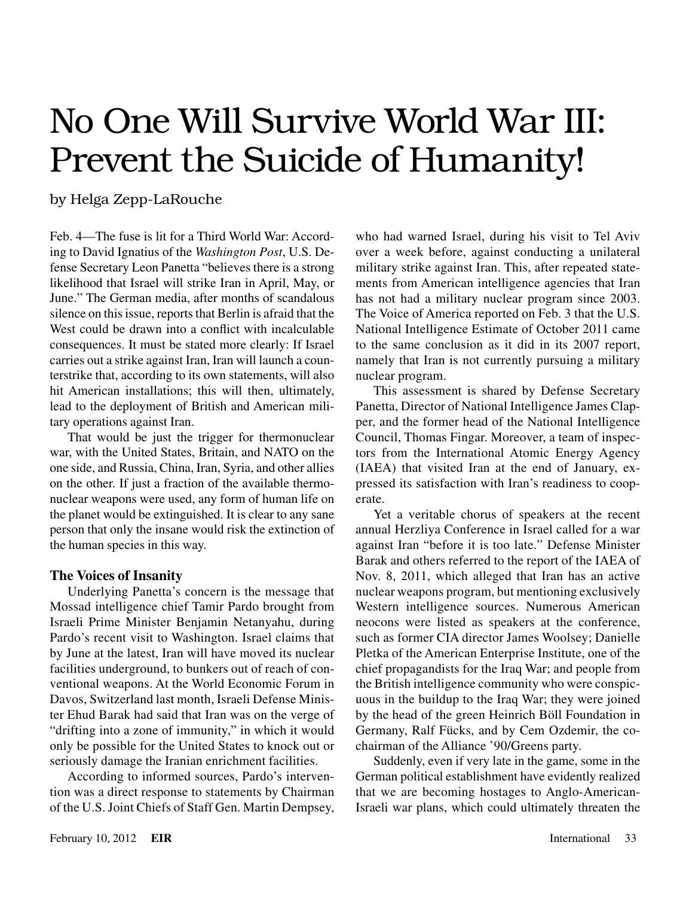# No One Will Survive World War III: Prevent the Suicide of Humanity!

by Helga Zepp-LaRouche

Feb. 4—The fuse is lit for a Third World War: According to David Ignatius of the *Washington Post*, U.S. Defense Secretary Leon Panetta "believes there is a strong likelihood that Israel will strike Iran in April, May, or June." The German media, after months of scandalous silence on this issue, reports that Berlin is afraid that the West could be drawn into a conflict with incalculable consequences. It must be stated more clearly: If Israel carries out a strike against Iran, Iran will launch a counterstrike that, according to its own statements, will also hit American installations; this will then, ultimately, lead to the deployment of British and American military operations against Iran.

That would be just the trigger for thermonuclear war, with the United States, Britain, and NATO on the one side, and Russia, China, Iran, Syria, and other allies on the other. If just a fraction of the available thermonuclear weapons were used, any form of human life on the planet would be extinguished. It is clear to any sane person that only the insane would risk the extinction of the human species in this way.

### The Voices of Insanity

Underlying Panetta's concern is the message that Mossad intelligence chief Tamir Pardo brought from Israeli Prime Minister Benjamin Netanyahu, during Pardo's recent visit to Washington. Israel claims that by June at the latest, Iran will have moved its nuclear facilities underground, to bunkers out of reach of conventional weapons. At the World Economic Forum in Davos, Switzerland last month, Israeli Defense Minister Ehud Barak had said that Iran was on the verge of "drifting into a zone of immunity," in which it would only be possible for the United States to knock out or seriously damage the Iranian enrichment facilities.

According to informed sources, Pardo's intervention was a direct response to statements by Chairman of the U.S. Joint Chiefs of Staff Gen. Martin Dempsey, who had warned Israel, during his visit to Tel Aviv over a week before, against conducting a unilateral military strike against Iran. This, after repeated statements from American intelligence agencies that Iran has not had a military nuclear program since 2003. The Voice of America reported on Feb. 3 that the U.S. National Intelligence Estimate of October 2011 came to the same conclusion as it did in its 2007 report, namely that Iran is not currently pursuing a military nuclear program.

This assessment is shared by Defense Secretary Panetta, Director of National Intelligence James Clapper, and the former head of the National Intelligence Council, Thomas Fingar. Moreover, a team of inspectors from the International Atomic Energy Agency (IAEA) that visited Iran at the end of January, expressed its satisfaction with Iran's readiness to cooperate.

Yet a veritable chorus of speakers at the recent annual Herzliya Conference in Israel called for a war against Iran "before it is too late." Defense Minister Barak and others referred to the report of the IAEA of Nov. 8, 2011, which alleged that Iran has an active nuclear weapons program, but mentioning exclusively Western intelligence sources. Numerous American neocons were listed as speakers at the conference, such as former CIA director James Woolsey; Danielle Pletka of the American Enterprise Institute, one of the chief propagandists for the Iraq War; and people from the British intelligence community who were conspicuous in the buildup to the Iraq War; they were joined by the head of the green Heinrich Böll Foundation in Germany, Ralf Fücks, and by Cem Ozdemir, the co-chairman of the Alliance '90/Greens party.

Suddenly, even if very late in the game, some in the German political establishment have evidently realized that we are becoming hostages to Anglo-American-Israeli war plans, which could ultimately threaten the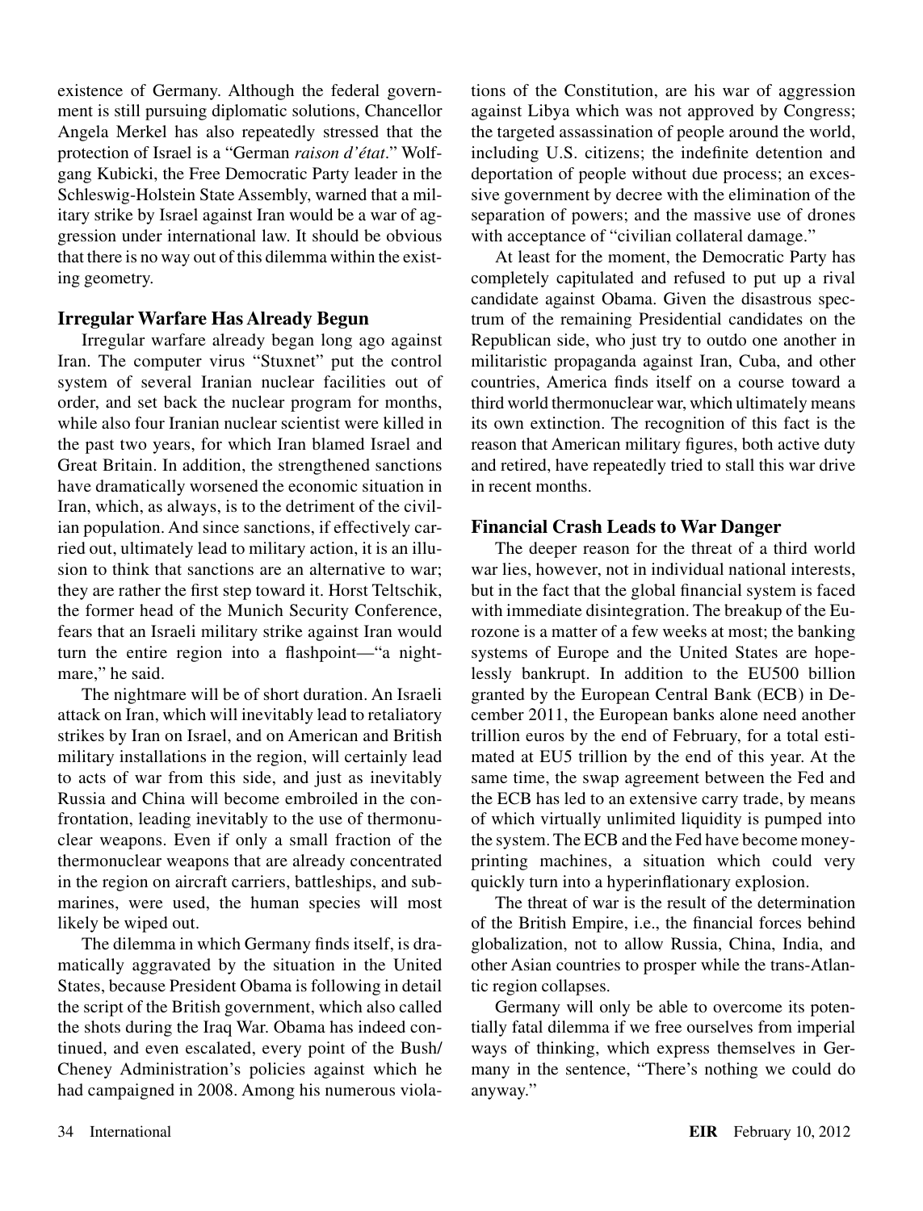existence of Germany. Although the federal government is still pursuing diplomatic solutions, Chancellor Angela Merkel has also repeatedly stressed that the protection of Israel is a "German *raison d'état*." Wolfgang Kubicki, the Free Democratic Party leader in the Schleswig-Holstein State Assembly, warned that a military strike by Israel against Iran would be a war of aggression under international law. It should be obvious that there is no way out of this dilemma within the existing geometry.

## Irregular Warfare Has Already Begun

Irregular warfare already began long ago against Iran. The computer virus "Stuxnet" put the control system of several Iranian nuclear facilities out of order, and set back the nuclear program for months, while also four Iranian nuclear scientist were killed in the past two years, for which Iran blamed Israel and Great Britain. In addition, the strengthened sanctions have dramatically worsened the economic situation in Iran, which, as always, is to the detriment of the civilian population. And since sanctions, if effectively carried out, ultimately lead to military action, it is an illusion to think that sanctions are an alternative to war; they are rather the first step toward it. Horst Teltschik, the former head of the Munich Security Conference, fears that an Israeli military strike against Iran would turn the entire region into a flashpoint—"a nightmare," he said.

The nightmare will be of short duration. An Israeli attack on Iran, which will inevitably lead to retaliatory strikes by Iran on Israel, and on American and British military installations in the region, will certainly lead to acts of war from this side, and just as inevitably Russia and China will become embroiled in the confrontation, leading inevitably to the use of thermonuclear weapons. Even if only a small fraction of the thermonuclear weapons that are already concentrated in the region on aircraft carriers, battleships, and submarines, were used, the human species will most likely be wiped out.

The dilemma in which Germany finds itself, is dramatically aggravated by the situation in the United States, because President Obama is following in detail the script of the British government, which also called the shots during the Iraq War. Obama has indeed continued, and even escalated, every point of the Bush/Cheney Administration's policies against which he had campaigned in 2008. Among his numerous violations of the Constitution, are his war of aggression against Libya which was not approved by Congress; the targeted assassination of people around the world, including U.S. citizens; the indefinite detention and deportation of people without due process; an excessive government by decree with the elimination of the separation of powers; and the massive use of drones with acceptance of "civilian collateral damage."

At least for the moment, the Democratic Party has completely capitulated and refused to put up a rival candidate against Obama. Given the disastrous spectrum of the remaining Presidential candidates on the Republican side, who just try to outdo one another in militaristic propaganda against Iran, Cuba, and other countries, America finds itself on a course toward a third world thermonuclear war, which ultimately means its own extinction. The recognition of this fact is the reason that American military figures, both active duty and retired, have repeatedly tried to stall this war drive in recent months.

## Financial Crash Leads to War Danger

The deeper reason for the threat of a third world war lies, however, not in individual national interests, but in the fact that the global financial system is faced with immediate disintegration. The breakup of the Eurozone is a matter of a few weeks at most; the banking systems of Europe and the United States are hopelessly bankrupt. In addition to the EU500 billion granted by the European Central Bank (ECB) in December 2011, the European banks alone need another trillion euros by the end of February, for a total estimated at EU5 trillion by the end of this year. At the same time, the swap agreement between the Fed and the ECB has led to an extensive carry trade, by means of which virtually unlimited liquidity is pumped into the system. The ECB and the Fed have become money-printing machines, a situation which could very quickly turn into a hyperinflationary explosion.

The threat of war is the result of the determination of the British Empire, i.e., the financial forces behind globalization, not to allow Russia, China, India, and other Asian countries to prosper while the trans-Atlantic region collapses.

Germany will only be able to overcome its potentially fatal dilemma if we free ourselves from imperial ways of thinking, which express themselves in Germany in the sentence, "There's nothing we could do anyway."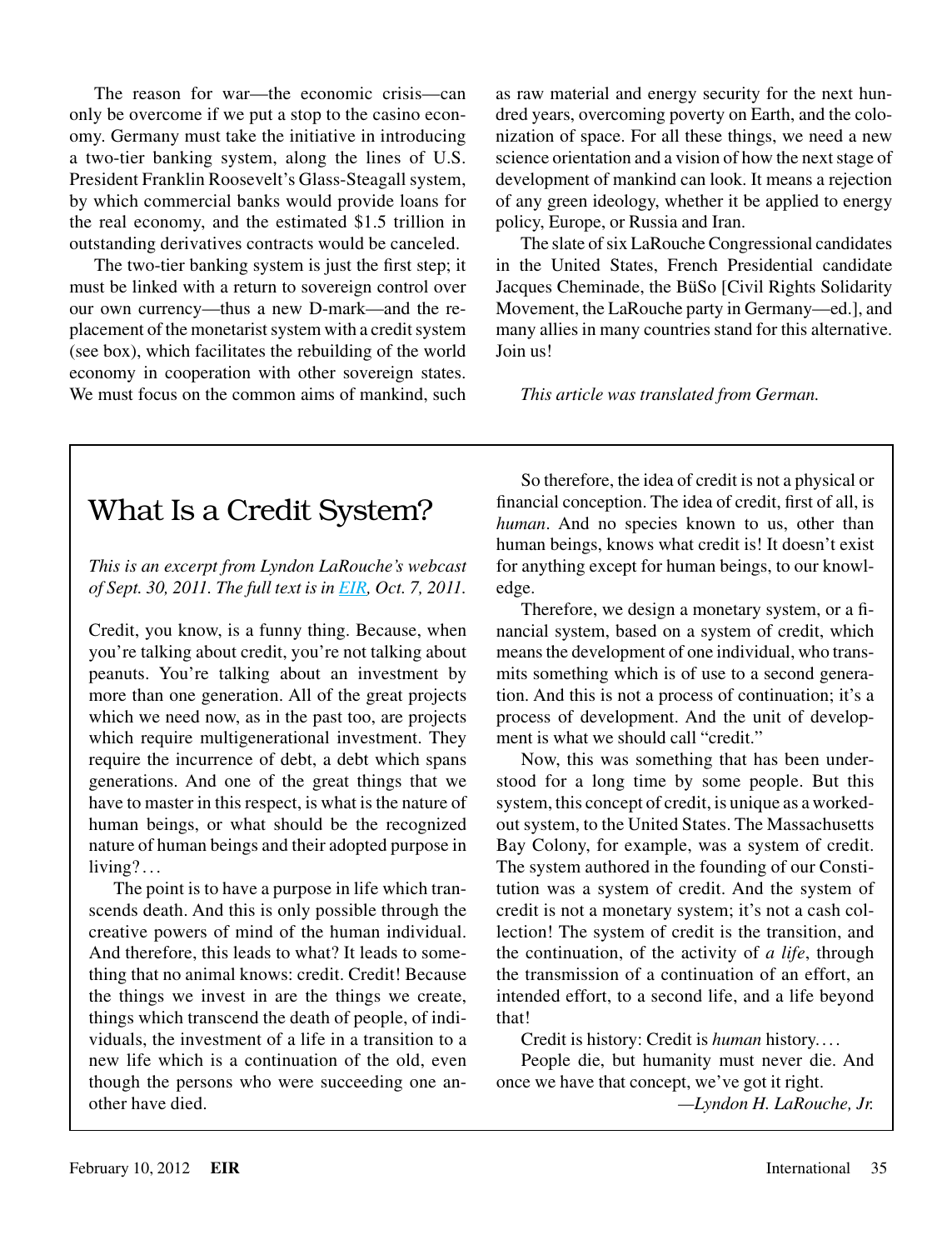The reason for war—the economic crisis—can only be overcome if we put a stop to the casino economy. Germany must take the initiative in introducing a two-tier banking system, along the lines of U.S. President Franklin Roosevelt's Glass-Steagall system, by which commercial banks would provide loans for the real economy, and the estimated $1.5 trillion in outstanding derivatives contracts would be canceled.

The two-tier banking system is just the first step; it must be linked with a return to sovereign control over our own currency—thus a new D-mark—and the replacement of the monetarist system with a credit system (see box), which facilitates the rebuilding of the world economy in cooperation with other sovereign states. We must focus on the common aims of mankind, such as raw material and energy security for the next hundred years, overcoming poverty on Earth, and the colonization of space. For all these things, we need a new science orientation and a vision of how the next stage of development of mankind can look. It means a rejection of any green ideology, whether it be applied to energy policy, Europe, or Russia and Iran.

The slate of six LaRouche Congressional candidates in the United States, French Presidential candidate Jacques Cheminade, the BüSo [Civil Rights Solidarity Movement, the LaRouche party in Germany—ed.], and many allies in many countries stand for this alternative. Join us!

*This article was translated from German.*

## What Is a Credit System?

*This is an excerpt from Lyndon LaRouche's webcast of Sept. 30, 2011. The full text is in EIR, Oct. 7, 2011.*

Credit, you know, is a funny thing. Because, when you're talking about credit, you're not talking about peanuts. You're talking about an investment by more than one generation. All of the great projects which we need now, as in the past too, are projects which require multigenerational investment. They require the incurrence of debt, a debt which spans generations. And one of the great things that we have to master in this respect, is what is the nature of human beings, or what should be the recognized nature of human beings and their adopted purpose in living?...

The point is to have a purpose in life which transcends death. And this is only possible through the creative powers of mind of the human individual. And therefore, this leads to what? It leads to something that no animal knows: credit. Credit! Because the things we invest in are the things we create, things which transcend the death of people, of individuals, the investment of a life in a transition to a new life which is a continuation of the old, even though the persons who were succeeding one another have died.

So therefore, the idea of credit is not a physical or financial conception. The idea of credit, first of all, is *human*. And no species known to us, other than human beings, knows what credit is! It doesn't exist for anything except for human beings, to our knowledge.

Therefore, we design a monetary system, or a financial system, based on a system of credit, which means the development of one individual, who transmits something which is of use to a second generation. And this is not a process of continuation; it's a process of development. And the unit of development is what we should call "credit."

Now, this was something that has been understood for a long time by some people. But this system, this concept of credit, is unique as a worked-out system, to the United States. The Massachusetts Bay Colony, for example, was a system of credit. The system authored in the founding of our Constitution was a system of credit. And the system of credit is not a monetary system; it's not a cash collection! The system of credit is the transition, and the continuation, of the activity of *a life*, through the transmission of a continuation of an effort, an intended effort, to a second life, and a life beyond that!

Credit is history: Credit is *human* history....

People die, but humanity must never die. And once we have that concept, we've got it right.

—*Lyndon H. LaRouche, Jr.*